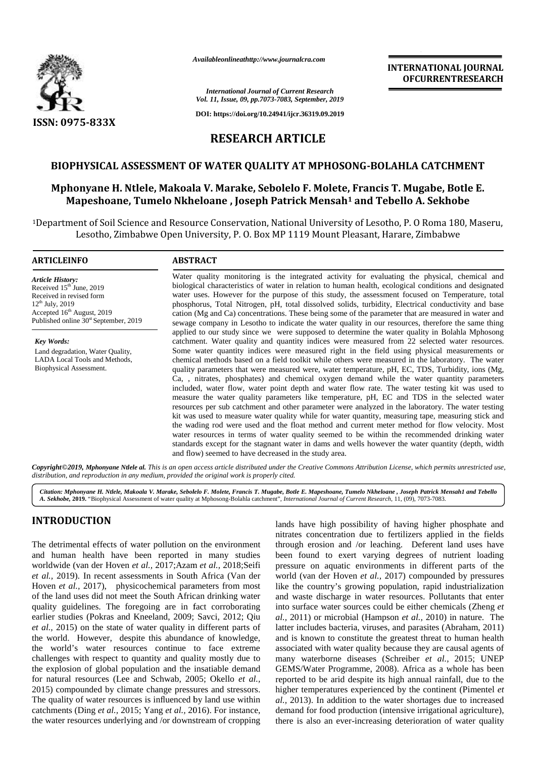*Availableonlineathttp://www.journalcra.com*

*International Journal of Current Research*
*Vol. 11, Issue, 09, pp.7073-7083, September, 2019*

**DOI: https://doi.org/10.24941/ijcr.36319.09.2019**

**INTERNATIONAL JOURNAL OFCURRENTRESEARCH**

ISSN: 0975-833X

# RESEARCH ARTICLE

## BIOPHYSICAL ASSESSMENT OF WATER QUALITY AT MPHOSONG-BOLAHLA CATCHMENT

**Mphonyane H. Ntlele, Makoala V. Marake, Sebolelo F. Molete, Francis T. Mugabe, Botle E. Mapeshoane, Tumelo Nkheloane , Joseph Patrick Mensah[1] and Tebello A. Sekhobe**

[1]Department of Soil Science and Resource Conservation, National University of Lesotho, P. O Roma 180, Maseru, Lesotho, Zimbabwe Open University, P. O. Box MP 1119 Mount Pleasant, Harare, Zimbabwe

### ARTICLEINFO

*Article History:*
Received 15th June, 2019
Received in revised form
12th July, 2019
Accepted 16th August, 2019
Published online 30st September, 2019

*Key Words:*
Land degradation, Water Quality, LADA Local Tools and Methods, Biophysical Assessment.

### ABSTRACT

Water quality monitoring is the integrated activity for evaluating the physical, chemical and biological characteristics of water in relation to human health, ecological conditions and designated water uses. However for the purpose of this study, the assessment focused on Temperature, total phosphorus, Total Nitrogen, pH, total dissolved solids, turbidity, Electrical conductivity and base cation (Mg and Ca) concentrations. These being some of the parameter that are measured in water and sewage company in Lesotho to indicate the water quality in our resources, therefore the same thing applied to our study since we were supposed to determine the water quality in Bolahla Mphosong catchment. Water quality and quantity indices were measured from 22 selected water resources. Some water quantity indices were measured right in the field using physical measurements or chemical methods based on a field toolkit while others were measured in the laboratory. The water quality parameters that were measured were, water temperature, pH, EC, TDS, Turbidity, ions (Mg, Ca, , nitrates, phosphates) and chemical oxygen demand while the water quantity parameters included, water flow, water point depth and water flow rate. The water testing kit was used to measure the water quality parameters like temperature, pH, EC and TDS in the selected water resources per sub catchment and other parameter were analyzed in the laboratory. The water testing kit was used to measure water quality while for water quantity, measuring tape, measuring stick and the wading rod were used and the float method and current meter method for flow velocity. Most water resources in terms of water quality seemed to be within the recommended drinking water standards except for the stagnant water in dams and wells however the water quantity (depth, width and flow) seemed to have decreased in the study area.

*Copyright©2019, Mphonyane Ntlele al. This is an open access article distributed under the Creative Commons Attribution License, which permits unrestricted use, distribution, and reproduction in any medium, provided the original work is properly cited.*

*Citation: Mphonyane H. Ntlele, Makoala V. Marake, Sebolelo F. Molete, Francis T. Mugabe, Botle E. Mapeshoane, Tumelo Nkheloane , Joseph Patrick Mensah1 and Tebello A. Sekhobe,* **2019.** "Biophysical Assessment of water quality at Mphosong-Bolahla catchment", *International Journal of Current Research*, 11, (09), 7073-7083.

## INTRODUCTION

The detrimental effects of water pollution on the environment and human health have been reported in many studies worldwide (van der Hoven *et al.,* 2017;Azam *et al.,* 2018;Seifi *et al.,* 2019). In recent assessments in South Africa (Van der Hoven *et al.,* 2017), physicochemical parameters from most of the land uses did not meet the South African drinking water quality guidelines. The foregoing are in fact corroborating earlier studies (Pokras and Kneeland, 2009; Savci, 2012; Qiu *et al.,* 2015) on the state of water quality in different parts of the world. However, despite this abundance of knowledge, the world's water resources continue to face extreme challenges with respect to quantity and quality mostly due to the explosion of global population and the insatiable demand for natural resources (Lee and Schwab, 2005; Okello *et al.,* 2015) compounded by climate change pressures and stressors. The quality of water resources is influenced by land use within catchments (Ding *et al.,* 2015; Yang *et al.,* 2016). For instance, the water resources underlying and /or downstream of cropping lands have high possibility of having higher phosphate and nitrates concentration due to fertilizers applied in the fields through erosion and /or leaching. Deferent land uses have been found to exert varying degrees of nutrient loading pressure on aquatic environments in different parts of the world (van der Hoven *et al.,* 2017) compounded by pressures like the country's growing population, rapid industrialization and waste discharge in water resources. Pollutants that enter into surface water sources could be either chemicals (Zheng *et al.,* 2011) or microbial (Hampson *et al.,* 2010) in nature. The latter includes bacteria, viruses, and parasites (Abraham, 2011) and is known to constitute the greatest threat to human health associated with water quality because they are causal agents of many waterborne diseases (Schreiber *et al.,* 2015; UNEP GEMS/Water Programme, 2008). Africa as a whole has been reported to be arid despite its high annual rainfall, due to the higher temperatures experienced by the continent (Pimentel *et al.,* 2013). In addition to the water shortages due to increased demand for food production (intensive irrigational agriculture), there is also an ever-increasing deterioration of water quality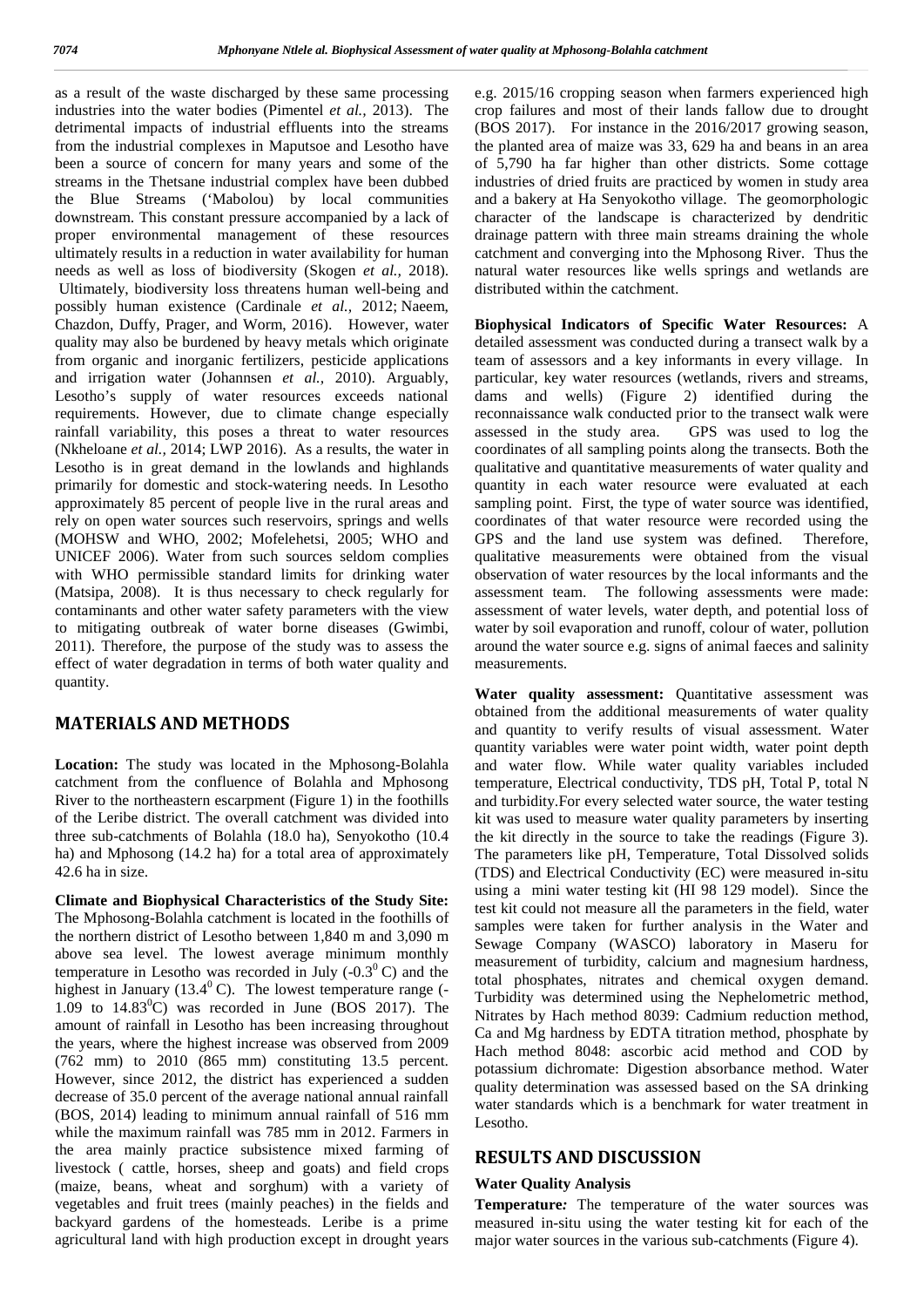as a result of the waste discharged by these same processing industries into the water bodies (Pimentel *et al.,* 2013). The detrimental impacts of industrial effluents into the streams from the industrial complexes in Maputsoe and Lesotho have been a source of concern for many years and some of the streams in the Thetsane industrial complex have been dubbed the Blue Streams ('Mabolou) by local communities downstream. This constant pressure accompanied by a lack of proper environmental management of these resources ultimately results in a reduction in water availability for human needs as well as loss of biodiversity (Skogen *et al.,* 2018). Ultimately, biodiversity loss threatens human well-being and possibly human existence (Cardinale *et al.,* 2012; Naeem, Chazdon, Duffy, Prager, and Worm, 2016). However, water quality may also be burdened by heavy metals which originate from organic and inorganic fertilizers, pesticide applications and irrigation water (Johannsen *et al.,* 2010). Arguably, Lesotho's supply of water resources exceeds national requirements. However, due to climate change especially rainfall variability, this poses a threat to water resources (Nkheloane *et al.,* 2014; LWP 2016). As a results, the water in Lesotho is in great demand in the lowlands and highlands primarily for domestic and stock-watering needs. In Lesotho approximately 85 percent of people live in the rural areas and rely on open water sources such reservoirs, springs and wells (MOHSW and WHO, 2002; Mofelehetsi, 2005; WHO and UNICEF 2006). Water from such sources seldom complies with WHO permissible standard limits for drinking water (Matsipa, 2008). It is thus necessary to check regularly for contaminants and other water safety parameters with the view to mitigating outbreak of water borne diseases (Gwimbi, 2011). Therefore, the purpose of the study was to assess the effect of water degradation in terms of both water quality and quantity.

## MATERIALS AND METHODS

**Location:** The study was located in the Mphosong-Bolahla catchment from the confluence of Bolahla and Mphosong River to the northeastern escarpment (Figure 1) in the foothills of the Leribe district. The overall catchment was divided into three sub-catchments of Bolahla (18.0 ha), Senyokotho (10.4 ha) and Mphosong (14.2 ha) for a total area of approximately 42.6 ha in size.

**Climate and Biophysical Characteristics of the Study Site:** The Mphosong-Bolahla catchment is located in the foothills of the northern district of Lesotho between 1,840 m and 3,090 m above sea level. The lowest average minimum monthly temperature in Lesotho was recorded in July ($-0.3^0$ C) and the highest in January ($13.4^0$ C). The lowest temperature range ($-1.09$ to $14.83^0$C) was recorded in June (BOS 2017). The amount of rainfall in Lesotho has been increasing throughout the years, where the highest increase was observed from 2009 (762 mm) to 2010 (865 mm) constituting 13.5 percent. However, since 2012, the district has experienced a sudden decrease of 35.0 percent of the average national annual rainfall (BOS, 2014) leading to minimum annual rainfall of 516 mm while the maximum rainfall was 785 mm in 2012. Farmers in the area mainly practice subsistence mixed farming of livestock ( cattle, horses, sheep and goats) and field crops (maize, beans, wheat and sorghum) with a variety of vegetables and fruit trees (mainly peaches) in the fields and backyard gardens of the homesteads. Leribe is a prime agricultural land with high production except in drought years e.g. 2015/16 cropping season when farmers experienced high crop failures and most of their lands fallow due to drought (BOS 2017). For instance in the 2016/2017 growing season, the planted area of maize was 33, 629 ha and beans in an area of 5,790 ha far higher than other districts. Some cottage industries of dried fruits are practiced by women in study area and a bakery at Ha Senyokotho village. The geomorphologic character of the landscape is characterized by dendritic drainage pattern with three main streams draining the whole catchment and converging into the Mphosong River. Thus the natural water resources like wells springs and wetlands are distributed within the catchment.

**Biophysical Indicators of Specific Water Resources:** A detailed assessment was conducted during a transect walk by a team of assessors and a key informants in every village. In particular, key water resources (wetlands, rivers and streams, dams and wells) (Figure 2) identified during the reconnaissance walk conducted prior to the transect walk were assessed in the study area. GPS was used to log the coordinates of all sampling points along the transects. Both the qualitative and quantitative measurements of water quality and quantity in each water resource were evaluated at each sampling point. First, the type of water source was identified, coordinates of that water resource were recorded using the GPS and the land use system was defined. Therefore, qualitative measurements were obtained from the visual observation of water resources by the local informants and the assessment team. The following assessments were made: assessment of water levels, water depth, and potential loss of water by soil evaporation and runoff, colour of water, pollution around the water source e.g. signs of animal faeces and salinity measurements.

**Water quality assessment:** Quantitative assessment was obtained from the additional measurements of water quality and quantity to verify results of visual assessment. Water quantity variables were water point width, water point depth and water flow. While water quality variables included temperature, Electrical conductivity, TDS pH, Total P, total N and turbidity.For every selected water source, the water testing kit was used to measure water quality parameters by inserting the kit directly in the source to take the readings (Figure 3). The parameters like pH, Temperature, Total Dissolved solids (TDS) and Electrical Conductivity (EC) were measured in-situ using a mini water testing kit (HI 98 129 model). Since the test kit could not measure all the parameters in the field, water samples were taken for further analysis in the Water and Sewage Company (WASCO) laboratory in Maseru for measurement of turbidity, calcium and magnesium hardness, total phosphates, nitrates and chemical oxygen demand. Turbidity was determined using the Nephelometric method, Nitrates by Hach method 8039: Cadmium reduction method, Ca and Mg hardness by EDTA titration method, phosphate by Hach method 8048: ascorbic acid method and COD by potassium dichromate: Digestion absorbance method. Water quality determination was assessed based on the SA drinking water standards which is a benchmark for water treatment in Lesotho.

## RESULTS AND DISCUSSION

### Water Quality Analysis

**Temperature*:*** The temperature of the water sources was measured in-situ using the water testing kit for each of the major water sources in the various sub-catchments (Figure 4).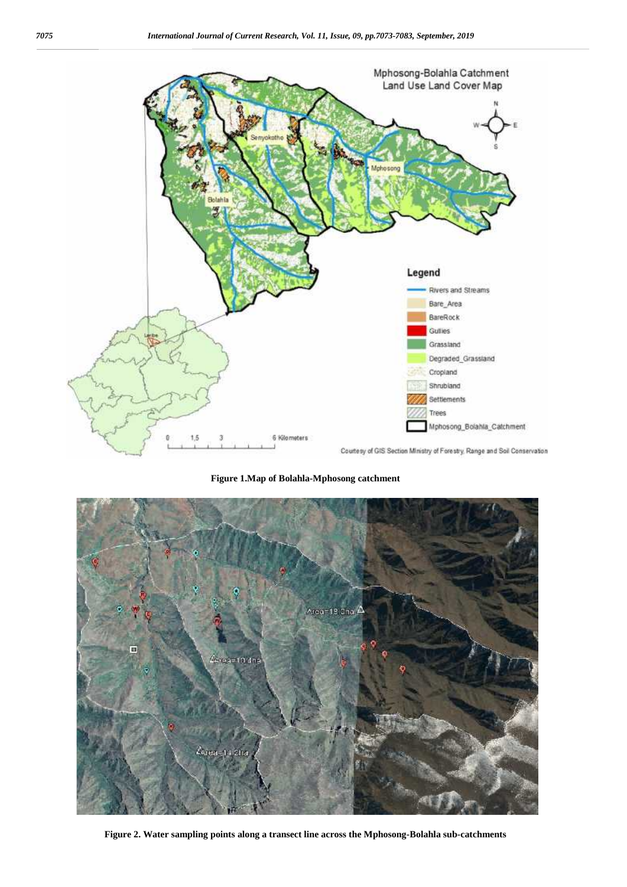**Figure 1.Map of Bolahla-Mphosong catchment**

**Figure 2. Water sampling points along a transect line across the Mphosong-Bolahla sub-catchments**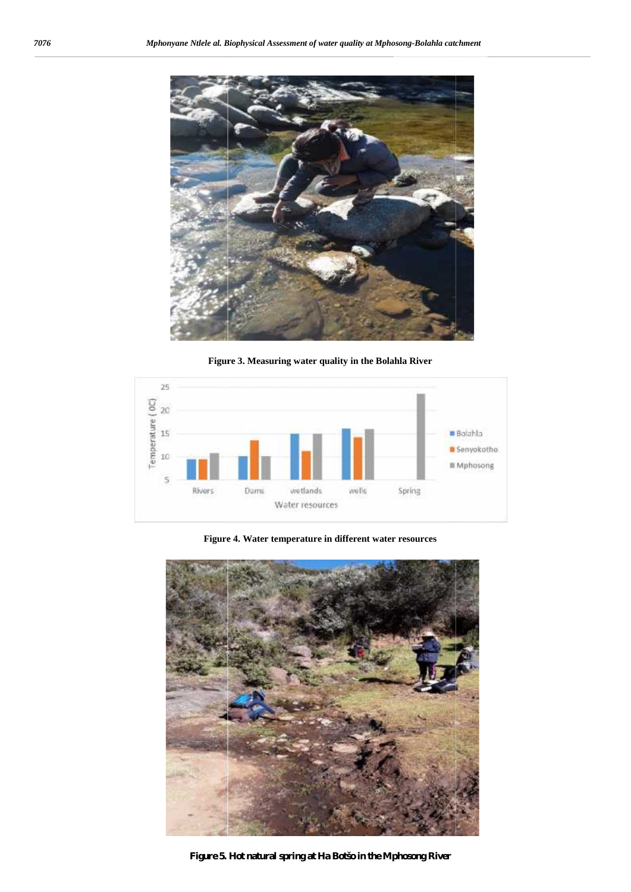Figure 3. Measuring water quality in the Bolahla River

Figure 4. Water temperature in different water resources

Figure 5. Hot natural spring at Ha Botšo in the Mphosong River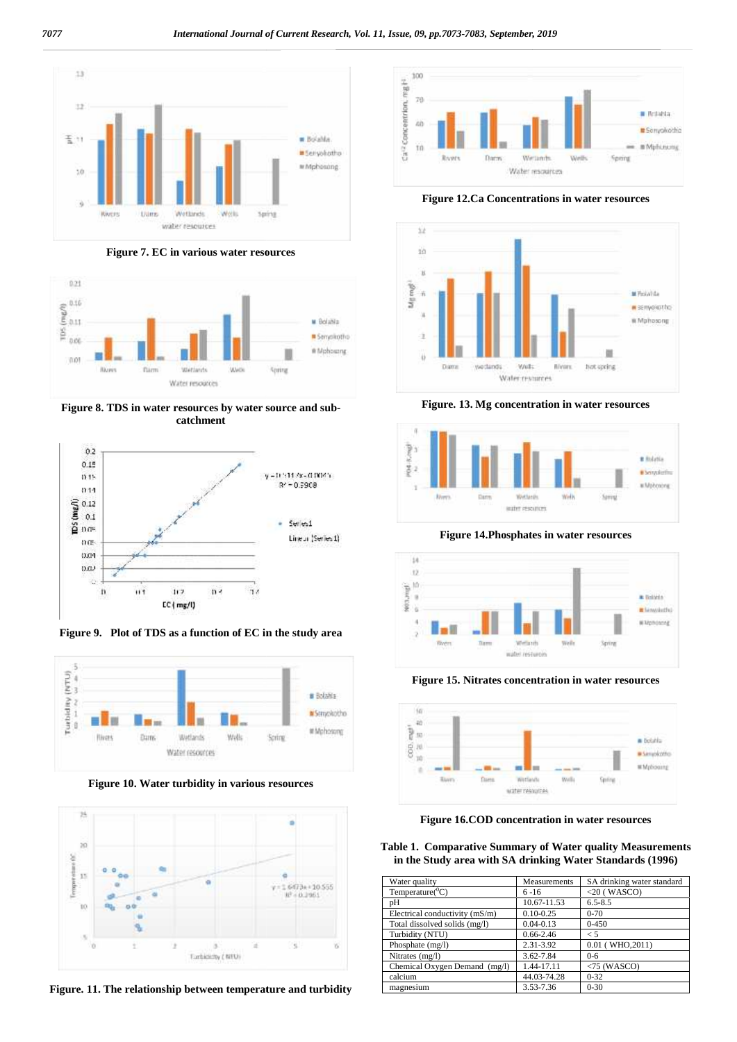Figure 7. EC in various water resources

Figure 8. TDS in water resources by water source and sub-catchment

Figure 9. Plot of TDS as a function of EC in the study area

Figure 10. Water turbidity in various resources

Figure. 11. The relationship between temperature and turbidity

Figure 12.Ca Concentrations in water resources

Figure. 13. Mg concentration in water resources

Figure 14.Phosphates in water resources

Figure 15. Nitrates concentration in water resources

Figure 16.COD concentration in water resources

**Table 1. Comparative Summary of Water quality Measurements in the Study area with SA drinking Water Standards (1996)**

| Water quality | Measurements | SA drinking water standard |
|---|---|---|
| Temperature($^0$C) | 6 -16 | <20 ( WASCO) |
| pH | 10.67-11.53 | 6.5-8.5 |
| Electrical conductivity (mS/m) | 0.10-0.25 | 0-70 |
| Total dissolved solids (mg/l) | 0.04-0.13 | 0-450 |
| Turbidity (NTU) | 0.66-2.46 | < 5 |
| Phosphate (mg/l) | 2.31-3.92 | 0.01 ( WHO,2011) |
| Nitrates (mg/l) | 3.62-7.84 | 0-6 |
| Chemical Oxygen Demand (mg/l) | 1.44-17.11 | <75 (WASCO) |
| calcium | 44.03-74.28 | 0-32 |
| magnesium | 3.53-7.36 | 0-30 |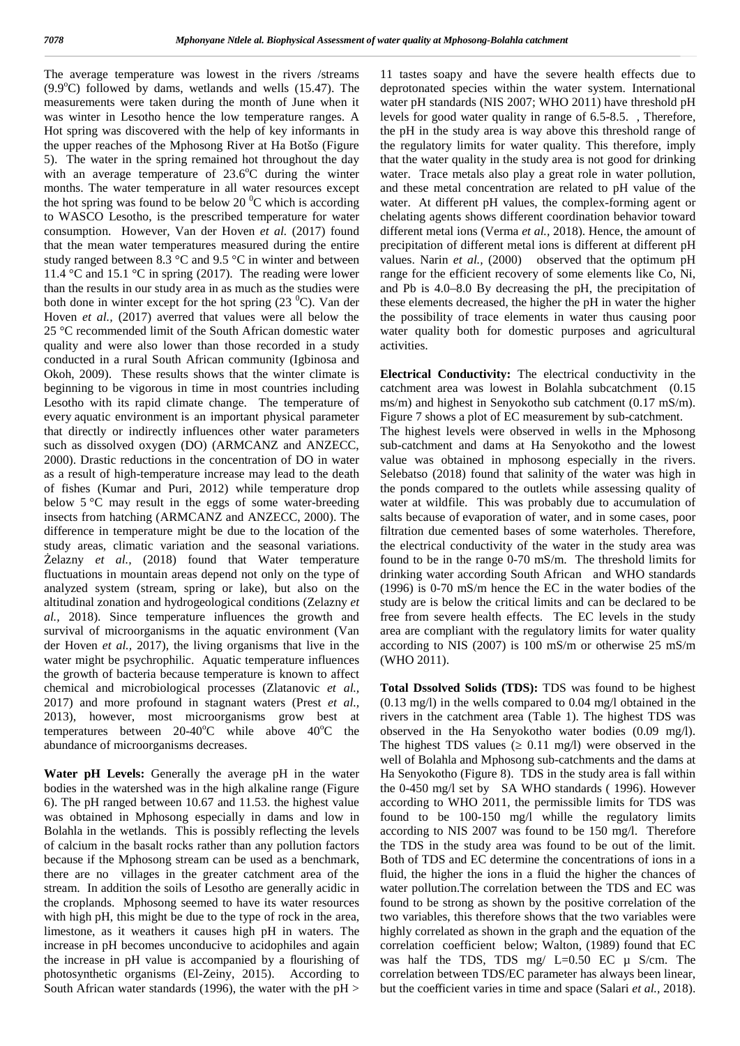The average temperature was lowest in the rivers /streams (9.9°C) followed by dams, wetlands and wells (15.47). The measurements were taken during the month of June when it was winter in Lesotho hence the low temperature ranges. A Hot spring was discovered with the help of key informants in the upper reaches of the Mphosong River at Ha Botšo (Figure 5). The water in the spring remained hot throughout the day with an average temperature of 23.6°C during the winter months. The water temperature in all water resources except the hot spring was found to be below 20 $^0$C which is according to WASCO Lesotho, is the prescribed temperature for water consumption. However, Van der Hoven *et al.* (2017) found that the mean water temperatures measured during the entire study ranged between 8.3 °C and 9.5 °C in winter and between 11.4 °C and 15.1 °C in spring (2017). The reading were lower than the results in our study area in as much as the studies were both done in winter except for the hot spring (23 $^0$C). Van der Hoven *et al.,* (2017) averred that values were all below the 25 °C recommended limit of the South African domestic water quality and were also lower than those recorded in a study conducted in a rural South African community (Igbinosa and Okoh, 2009). These results shows that the winter climate is beginning to be vigorous in time in most countries including Lesotho with its rapid climate change. The temperature of every aquatic environment is an important physical parameter that directly or indirectly influences other water parameters such as dissolved oxygen (DO) (ARMCANZ and ANZECC, 2000). Drastic reductions in the concentration of DO in water as a result of high-temperature increase may lead to the death of fishes (Kumar and Puri, 2012) while temperature drop below 5 °C may result in the eggs of some water-breeding insects from hatching (ARMCANZ and ANZECC, 2000). The difference in temperature might be due to the location of the study areas, climatic variation and the seasonal variations. Żelazny *et al.,* (2018) found that Water temperature fluctuations in mountain areas depend not only on the type of analyzed system (stream, spring or lake), but also on the altitudinal zonation and hydrogeological conditions (Zelazny *et al.,* 2018). Since temperature influences the growth and survival of microorganisms in the aquatic environment (Van der Hoven *et al.,* 2017), the living organisms that live in the water might be psychrophilic. Aquatic temperature influences the growth of bacteria because temperature is known to affect chemical and microbiological processes (Zlatanovic *et al.,* 2017) and more profound in stagnant waters (Prest *et al.,* 2013), however, most microorganisms grow best at temperatures between 20-40°C while above 40°C the abundance of microorganisms decreases.

**Water pH Levels:** Generally the average pH in the water bodies in the watershed was in the high alkaline range (Figure 6). The pH ranged between 10.67 and 11.53. the highest value was obtained in Mphosong especially in dams and low in Bolahla in the wetlands. This is possibly reflecting the levels of calcium in the basalt rocks rather than any pollution factors because if the Mphosong stream can be used as a benchmark, there are no villages in the greater catchment area of the stream. In addition the soils of Lesotho are generally acidic in the croplands. Mphosong seemed to have its water resources with high pH, this might be due to the type of rock in the area, limestone, as it weathers it causes high pH in waters. The increase in pH becomes unconducive to acidophiles and again the increase in pH value is accompanied by a flourishing of photosynthetic organisms (El-Zeiny, 2015). According to South African water standards (1996), the water with the pH > 11 tastes soapy and have the severe health effects due to deprotonated species within the water system. International water pH standards (NIS 2007; WHO 2011) have threshold pH levels for good water quality in range of 6.5-8.5. , Therefore, the pH in the study area is way above this threshold range of the regulatory limits for water quality. This therefore, imply that the water quality in the study area is not good for drinking water. Trace metals also play a great role in water pollution, and these metal concentration are related to pH value of the water. At different pH values, the complex-forming agent or chelating agents shows different coordination behavior toward different metal ions (Verma *et al.,* 2018). Hence, the amount of precipitation of different metal ions is different at different pH values. Narin *et al.,* (2000) observed that the optimum pH range for the efficient recovery of some elements like Co, Ni, and Pb is 4.0–8.0 By decreasing the pH, the precipitation of these elements decreased, the higher the pH in water the higher the possibility of trace elements in water thus causing poor water quality both for domestic purposes and agricultural activities.

**Electrical Conductivity:** The electrical conductivity in the catchment area was lowest in Bolahla subcatchment (0.15 ms/m) and highest in Senyokotho sub catchment (0.17 mS/m). Figure 7 shows a plot of EC measurement by sub-catchment. The highest levels were observed in wells in the Mphosong sub-catchment and dams at Ha Senyokotho and the lowest value was obtained in mphosong especially in the rivers. Selebatso (2018) found that salinity of the water was high in the ponds compared to the outlets while assessing quality of water at wildfile. This was probably due to accumulation of salts because of evaporation of water, and in some cases, poor filtration due cemented bases of some waterholes. Therefore, the electrical conductivity of the water in the study area was found to be in the range 0-70 mS/m. The threshold limits for drinking water according South African and WHO standards (1996) is 0-70 mS/m hence the EC in the water bodies of the study are is below the critical limits and can be declared to be free from severe health effects. The EC levels in the study area are compliant with the regulatory limits for water quality according to NIS (2007) is 100 mS/m or otherwise 25 mS/m (WHO 2011).

**Total Dssolved Solids (TDS):** TDS was found to be highest (0.13 mg/l) in the wells compared to 0.04 mg/l obtained in the rivers in the catchment area (Table 1). The highest TDS was observed in the Ha Senyokotho water bodies (0.09 mg/l). The highest TDS values ($\geq$ 0.11 mg/l) were observed in the well of Bolahla and Mphosong sub-catchments and the dams at Ha Senyokotho (Figure 8). TDS in the study area is fall within the 0-450 mg/l set by SA WHO standards ( 1996). However according to WHO 2011, the permissible limits for TDS was found to be 100-150 mg/l whille the regulatory limits according to NIS 2007 was found to be 150 mg/l. Therefore the TDS in the study area was found to be out of the limit. Both of TDS and EC determine the concentrations of ions in a fluid, the higher the ions in a fluid the higher the chances of water pollution.The correlation between the TDS and EC was found to be strong as shown by the positive correlation of the two variables, this therefore shows that the two variables were highly correlated as shown in the graph and the equation of the correlation coefficient below; Walton, (1989) found that EC was half the TDS, TDS mg/ L=0.50 EC µ S/cm. The correlation between TDS/EC parameter has always been linear, but the coefficient varies in time and space (Salari *et al.,* 2018).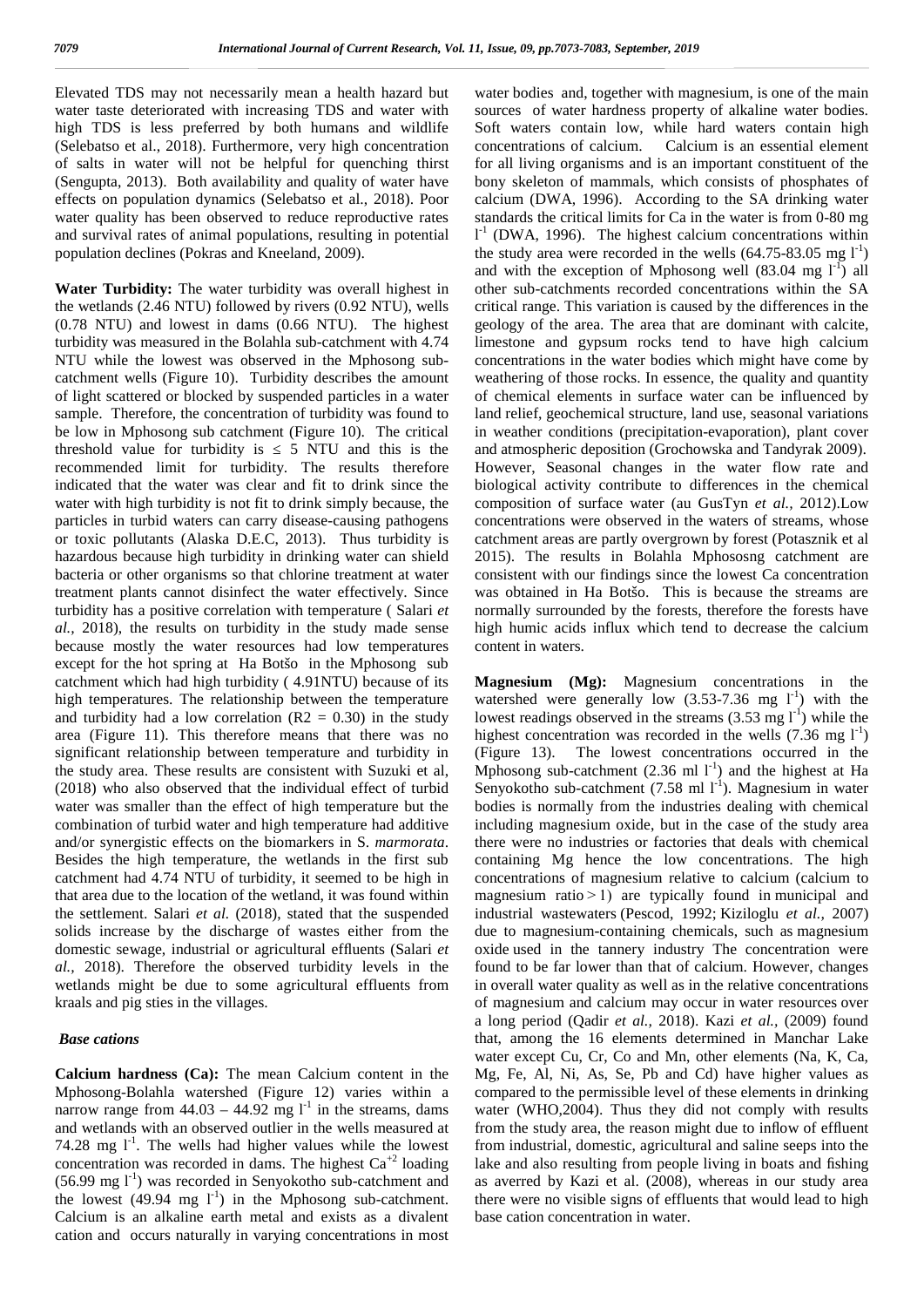Elevated TDS may not necessarily mean a health hazard but water taste deteriorated with increasing TDS and water with high TDS is less preferred by both humans and wildlife (Selebatso et al., 2018). Furthermore, very high concentration of salts in water will not be helpful for quenching thirst (Sengupta, 2013). Both availability and quality of water have effects on population dynamics (Selebatso et al., 2018). Poor water quality has been observed to reduce reproductive rates and survival rates of animal populations, resulting in potential population declines (Pokras and Kneeland, 2009).

**Water Turbidity:** The water turbidity was overall highest in the wetlands (2.46 NTU) followed by rivers (0.92 NTU), wells (0.78 NTU) and lowest in dams (0.66 NTU). The highest turbidity was measured in the Bolahla sub-catchment with 4.74 NTU while the lowest was observed in the Mphosong sub-catchment wells (Figure 10). Turbidity describes the amount of light scattered or blocked by suspended particles in a water sample. Therefore, the concentration of turbidity was found to be low in Mphosong sub catchment (Figure 10). The critical threshold value for turbidity is $\leq$ 5 NTU and this is the recommended limit for turbidity. The results therefore indicated that the water was clear and fit to drink since the water with high turbidity is not fit to drink simply because, the particles in turbid waters can carry disease-causing pathogens or toxic pollutants (Alaska D.E.C, 2013). Thus turbidity is hazardous because high turbidity in drinking water can shield bacteria or other organisms so that chlorine treatment at water treatment plants cannot disinfect the water effectively. Since turbidity has a positive correlation with temperature ( Salari *et al.,* 2018), the results on turbidity in the study made sense because mostly the water resources had low temperatures except for the hot spring at Ha Botšo in the Mphosong sub catchment which had high turbidity ( 4.91NTU) because of its high temperatures. The relationship between the temperature and turbidity had a low correlation ($R2 = 0.30$) in the study area (Figure 11). This therefore means that there was no significant relationship between temperature and turbidity in the study area. These results are consistent with Suzuki et al, (2018) who also observed that the individual effect of turbid water was smaller than the effect of high temperature but the combination of turbid water and high temperature had additive and/or synergistic effects on the biomarkers in S. *marmorata*. Besides the high temperature, the wetlands in the first sub catchment had 4.74 NTU of turbidity, it seemed to be high in that area due to the location of the wetland, it was found within the settlement. Salari *et al.* (2018), stated that the suspended solids increase by the discharge of wastes either from the domestic sewage, industrial or agricultural effluents (Salari *et al.,* 2018). Therefore the observed turbidity levels in the wetlands might be due to some agricultural effluents from kraals and pig sties in the villages.

### *Base cations*

**Calcium hardness (Ca):** The mean Calcium content in the Mphosong-Bolahla watershed (Figure 12) varies within a narrow range from 44.03 – 44.92 mg $l^{-1}$ in the streams, dams and wetlands with an observed outlier in the wells measured at 74.28 mg $l^{-1}$. The wells had higher values while the lowest concentration was recorded in dams. The highest $Ca^{+2}$ loading (56.99 mg $l^{-1}$) was recorded in Senyokotho sub-catchment and the lowest (49.94 mg $l^{-1}$) in the Mphosong sub-catchment. Calcium is an alkaline earth metal and exists as a divalent cation and occurs naturally in varying concentrations in most water bodies and, together with magnesium, is one of the main sources of water hardness property of alkaline water bodies. Soft waters contain low, while hard waters contain high concentrations of calcium. Calcium is an essential element for all living organisms and is an important constituent of the bony skeleton of mammals, which consists of phosphates of calcium (DWA, 1996). According to the SA drinking water standards the critical limits for Ca in the water is from 0-80 mg $l^{-1}$ (DWA, 1996). The highest calcium concentrations within the study area were recorded in the wells (64.75-83.05 mg $l^{-1}$) and with the exception of Mphosong well (83.04 mg $l^{-1}$) all other sub-catchments recorded concentrations within the SA critical range. This variation is caused by the differences in the geology of the area. The area that are dominant with calcite, limestone and gypsum rocks tend to have high calcium concentrations in the water bodies which might have come by weathering of those rocks. In essence, the quality and quantity of chemical elements in surface water can be influenced by land relief, geochemical structure, land use, seasonal variations in weather conditions (precipitation-evaporation), plant cover and atmospheric deposition (Grochowska and Tandyrak 2009). However, Seasonal changes in the water flow rate and biological activity contribute to differences in the chemical composition of surface water (au GusTyn *et al.,* 2012).Low concentrations were observed in the waters of streams, whose catchment areas are partly overgrown by forest (Potasznik et al 2015). The results in Bolahla Mphososng catchment are consistent with our findings since the lowest Ca concentration was obtained in Ha Botšo. This is because the streams are normally surrounded by the forests, therefore the forests have high humic acids influx which tend to decrease the calcium content in waters.

**Magnesium (Mg):** Magnesium concentrations in the watershed were generally low (3.53-7.36 mg $l^{-1}$) with the lowest readings observed in the streams (3.53 mg $l^{-1}$) while the highest concentration was recorded in the wells (7.36 mg $l^{-1}$) (Figure 13). The lowest concentrations occurred in the Mphosong sub-catchment (2.36 ml $l^{-1}$) and the highest at Ha Senyokotho sub-catchment (7.58 ml $l^{-1}$). Magnesium in water bodies is normally from the industries dealing with chemical including magnesium oxide, but in the case of the study area there were no industries or factories that deals with chemical containing Mg hence the low concentrations. The high concentrations of magnesium relative to calcium (calcium to magnesium ratio > 1) are typically found in municipal and industrial wastewaters (Pescod, 1992; Kiziloglu *et al.,* 2007) due to magnesium-containing chemicals, such as magnesium oxide used in the tannery industry The concentration were found to be far lower than that of calcium. However, changes in overall water quality as well as in the relative concentrations of magnesium and calcium may occur in water resources over a long period (Qadir *et al.,* 2018). Kazi *et al.,* (2009) found that, among the 16 elements determined in Manchar Lake water except Cu, Cr, Co and Mn, other elements (Na, K, Ca, Mg, Fe, Al, Ni, As, Se, Pb and Cd) have higher values as compared to the permissible level of these elements in drinking water (WHO,2004). Thus they did not comply with results from the study area, the reason might due to inflow of effluent from industrial, domestic, agricultural and saline seeps into the lake and also resulting from people living in boats and fishing as averred by Kazi et al. (2008), whereas in our study area there were no visible signs of effluents that would lead to high base cation concentration in water.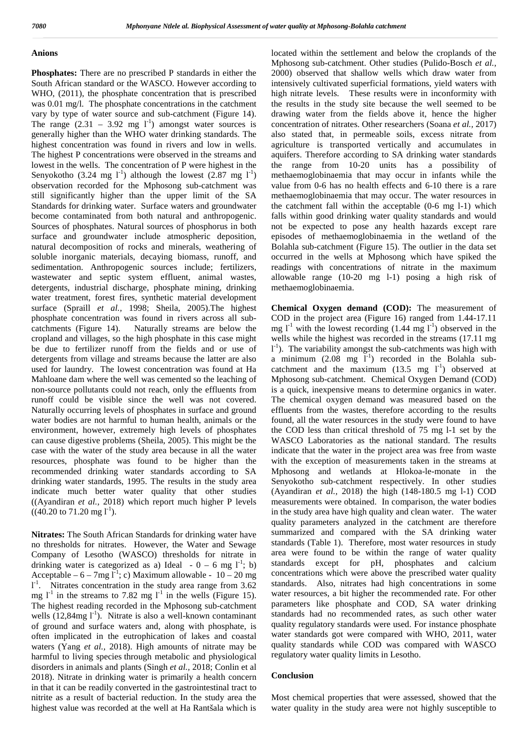## Anions

**Phosphates:** There are no prescribed P standards in either the South African standard or the WASCO. However according to WHO, (2011), the phosphate concentration that is prescribed was 0.01 mg/l. The phosphate concentrations in the catchment vary by type of water source and sub-catchment (Figure 14). The range (2.31 – 3.92 mg $l^{-1}$) amongst water sources is generally higher than the WHO water drinking standards. The highest concentration was found in rivers and low in wells. The highest P concentrations were observed in the streams and lowest in the wells. The concentration of P were highest in the Senyokotho (3.24 mg $l^{-1}$) although the lowest (2.87 mg $l^{-1}$) observation recorded for the Mphosong sub-catchment was still significantly higher than the upper limit of the SA Standards for drinking water. Surface waters and groundwater become contaminated from both natural and anthropogenic. Sources of phosphates. Natural sources of phosphorus in both surface and groundwater include atmospheric deposition, natural decomposition of rocks and minerals, weathering of soluble inorganic materials, decaying biomass, runoff, and sedimentation. Anthropogenic sources include; fertilizers, wastewater and septic system effluent, animal wastes, detergents, industrial discharge, phosphate mining, drinking water treatment, forest fires, synthetic material development surface (Spraill *et al.,* 1998; Sheila, 2005).The highest phosphate concentration was found in rivers across all sub-catchments (Figure 14). Naturally streams are below the cropland and villages, so the high phosphate in this case might be due to fertilizer runoff from the fields and or use of detergents from village and streams because the latter are also used for laundry. The lowest concentration was found at Ha Mahloane dam where the well was cemented so the leaching of non-source pollutants could not reach, only the effluents from runoff could be visible since the well was not covered. Naturally occurring levels of phosphates in surface and ground water bodies are not harmful to human health, animals or the environment, however, extremely high levels of phosphates can cause digestive problems (Sheila, 2005). This might be the case with the water of the study area because in all the water resources, phosphate was found to be higher than the recommended drinking water standards according to SA drinking water standards, 1995. The results in the study area indicate much better water quality that other studies ((Ayandiran *et al.,* 2018) which report much higher P levels ((40.20 to 71.20 mg $l^{-1}$).

**Nitrates:** The South African Standards for drinking water have no thresholds for nitrates. However, the Water and Sewage Company of Lesotho (WASCO) thresholds for nitrate in drinking water is categorized as a) Ideal - 0 – 6 mg $l^{-1}$; b) Acceptable – 6 – 7mg $l^{-1}$; c) Maximum allowable - 10 – 20 mg $l^{-1}$. Nitrates concentration in the study area range from 3.62 mg $l^{-1}$ in the streams to 7.82 mg $l^{-1}$ in the wells (Figure 15). The highest reading recorded in the Mphosong sub-catchment wells (12,84mg $l^{-1}$). Nitrate is also a well-known contaminant of ground and surface waters and, along with phosphate, is often implicated in the eutrophication of lakes and coastal waters (Yang *et al.,* 2018). High amounts of nitrate may be harmful to living species through metabolic and physiological disorders in animals and plants (Singh *et al.,* 2018; Conlin et al 2018). Nitrate in drinking water is primarily a health concern in that it can be readily converted in the gastrointestinal tract to nitrite as a result of bacterial reduction. In the study area the highest value was recorded at the well at Ha Rantšala which is located within the settlement and below the croplands of the Mphosong sub-catchment. Other studies (Pulido-Bosch *et al.,* 2000) observed that shallow wells which draw water from intensively cultivated superficial formations, yield waters with high nitrate levels. These results were in inconformity with the results in the study site because the well seemed to be drawing water from the fields above it, hence the higher concentration of nitrates. Other researchers (Soana *et al.,* 2017) also stated that, in permeable soils, excess nitrate from agriculture is transported vertically and accumulates in aquifers. Therefore according to SA drinking water standards the range from 10-20 units has a possibility of methaemoglobinaemia that may occur in infants while the value from 0-6 has no health effects and 6-10 there is a rare methaemoglobinaemia that may occur. The water resources in the catchment fall within the acceptable (0-6 mg l-1) which falls within good drinking water quality standards and would not be expected to pose any health hazards except rare episodes of methaemoglobinaemia in the wetland of the Bolahla sub-catchment (Figure 15). The outlier in the data set occurred in the wells at Mphosong which have spiked the readings with concentrations of nitrate in the maximum allowable range (10-20 mg l-1) posing a high risk of methaemoglobinaemia.

**Chemical Oxygen demand (COD):** The measurement of COD in the project area (Figure 16) ranged from 1.44-17.11 mg $l^{-1}$ with the lowest recording (1.44 mg $l^{-1}$) observed in the wells while the highest was recorded in the streams (17.11 mg $l^{-1}$). The variability amongst the sub-catchments was high with a minimum (2.08 mg $l^{-1}$) recorded in the Bolahla sub-catchment and the maximum (13.5 mg $l^{-1}$) observed at Mphosong sub-catchment. Chemical Oxygen Demand (COD) is a quick, inexpensive means to determine organics in water. The chemical oxygen demand was measured based on the effluents from the wastes, therefore according to the results found, all the water resources in the study were found to have the COD less than critical threshold of 75 mg l-1 set by the WASCO Laboratories as the national standard. The results indicate that the water in the project area was free from waste with the exception of measurements taken in the streams at Mphosong and wetlands at Hlokoa-le-monate in the Senyokotho sub-catchment respectively. In other studies (Ayandiran *et al.,* 2018) the high (148-180.5 mg l-1) COD measurements were obtained. In comparison, the water bodies in the study area have high quality and clean water. The water quality parameters analyzed in the catchment are therefore summarized and compared with the SA drinking water standards (Table 1). Therefore, most water resources in study area were found to be within the range of water quality standards except for pH, phosphates and calcium concentrations which were above the prescribed water quality standards. Also, nitrates had high concentrations in some water resources, a bit higher the recommended rate. For other parameters like phosphate and COD, SA water drinking standards had no recommended rates, as such other water quality regulatory standards were used. For instance phosphate water standards got were compared with WHO, 2011, water quality standards while COD was compared with WASCO regulatory water quality limits in Lesotho.

## Conclusion

Most chemical properties that were assessed, showed that the water quality in the study area were not highly susceptible to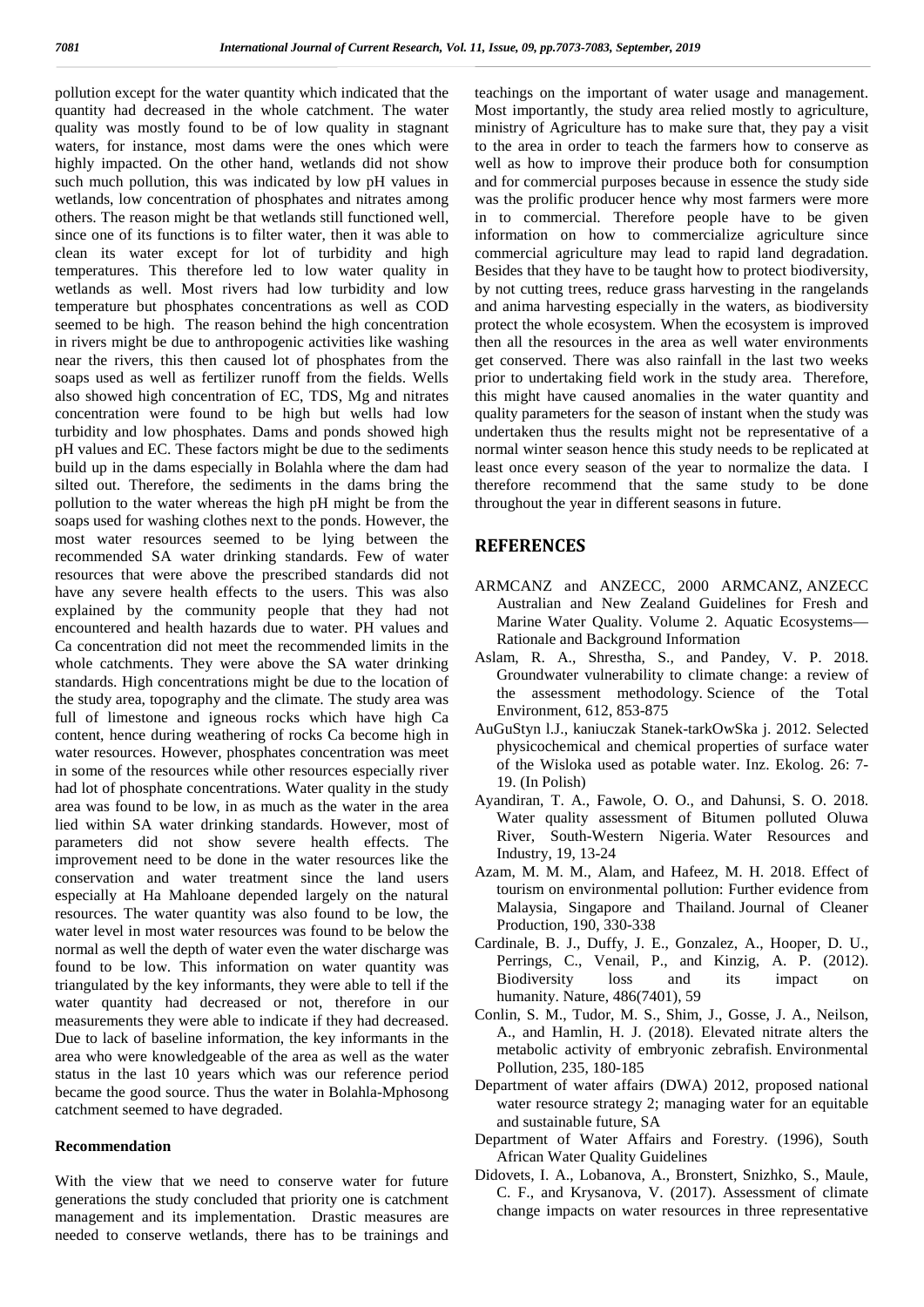pollution except for the water quantity which indicated that the quantity had decreased in the whole catchment. The water quality was mostly found to be of low quality in stagnant waters, for instance, most dams were the ones which were highly impacted. On the other hand, wetlands did not show such much pollution, this was indicated by low pH values in wetlands, low concentration of phosphates and nitrates among others. The reason might be that wetlands still functioned well, since one of its functions is to filter water, then it was able to clean its water except for lot of turbidity and high temperatures. This therefore led to low water quality in wetlands as well. Most rivers had low turbidity and low temperature but phosphates concentrations as well as COD seemed to be high. The reason behind the high concentration in rivers might be due to anthropogenic activities like washing near the rivers, this then caused lot of phosphates from the soaps used as well as fertilizer runoff from the fields. Wells also showed high concentration of EC, TDS, Mg and nitrates concentration were found to be high but wells had low turbidity and low phosphates. Dams and ponds showed high pH values and EC. These factors might be due to the sediments build up in the dams especially in Bolahla where the dam had silted out. Therefore, the sediments in the dams bring the pollution to the water whereas the high pH might be from the soaps used for washing clothes next to the ponds. However, the most water resources seemed to be lying between the recommended SA water drinking standards. Few of water resources that were above the prescribed standards did not have any severe health effects to the users. This was also explained by the community people that they had not encountered and health hazards due to water. PH values and Ca concentration did not meet the recommended limits in the whole catchments. They were above the SA water drinking standards. High concentrations might be due to the location of the study area, topography and the climate. The study area was full of limestone and igneous rocks which have high Ca content, hence during weathering of rocks Ca become high in water resources. However, phosphates concentration was meet in some of the resources while other resources especially river had lot of phosphate concentrations. Water quality in the study area was found to be low, in as much as the water in the area lied within SA water drinking standards. However, most of parameters did not show severe health effects. The improvement need to be done in the water resources like the conservation and water treatment since the land users especially at Ha Mahloane depended largely on the natural resources. The water quantity was also found to be low, the water level in most water resources was found to be below the normal as well the depth of water even the water discharge was found to be low. This information on water quantity was triangulated by the key informants, they were able to tell if the water quantity had decreased or not, therefore in our measurements they were able to indicate if they had decreased. Due to lack of baseline information, the key informants in the area who were knowledgeable of the area as well as the water status in the last 10 years which was our reference period became the good source. Thus the water in Bolahla-Mphosong catchment seemed to have degraded.

### Recommendation

With the view that we need to conserve water for future generations the study concluded that priority one is catchment management and its implementation. Drastic measures are needed to conserve wetlands, there has to be trainings and teachings on the important of water usage and management. Most importantly, the study area relied mostly to agriculture, ministry of Agriculture has to make sure that, they pay a visit to the area in order to teach the farmers how to conserve as well as how to improve their produce both for consumption and for commercial purposes because in essence the study side was the prolific producer hence why most farmers were more in to commercial. Therefore people have to be given information on how to commercialize agriculture since commercial agriculture may lead to rapid land degradation. Besides that they have to be taught how to protect biodiversity, by not cutting trees, reduce grass harvesting in the rangelands and anima harvesting especially in the waters, as biodiversity protect the whole ecosystem. When the ecosystem is improved then all the resources in the area as well water environments get conserved. There was also rainfall in the last two weeks prior to undertaking field work in the study area. Therefore, this might have caused anomalies in the water quantity and quality parameters for the season of instant when the study was undertaken thus the results might not be representative of a normal winter season hence this study needs to be replicated at least once every season of the year to normalize the data. I therefore recommend that the same study to be done throughout the year in different seasons in future.

## REFERENCES

- ARMCANZ and ANZECC, 2000 ARMCANZ, ANZECC Australian and New Zealand Guidelines for Fresh and Marine Water Quality. Volume 2. Aquatic Ecosystems—Rationale and Background Information
- Aslam, R. A., Shrestha, S., and Pandey, V. P. 2018. Groundwater vulnerability to climate change: a review of the assessment methodology. Science of the Total Environment, 612, 853-875
- AuGuStyn l.J., kaniuczak Stanek-tarkOwSka j. 2012. Selected physicochemical and chemical properties of surface water of the Wisloka used as potable water. Inz. Ekolog. 26: 7-19. (In Polish)
- Ayandiran, T. A., Fawole, O. O., and Dahunsi, S. O. 2018. Water quality assessment of Bitumen polluted Oluwa River, South-Western Nigeria. Water Resources and Industry, 19, 13-24
- Azam, M. M. M., Alam, and Hafeez, M. H. 2018. Effect of tourism on environmental pollution: Further evidence from Malaysia, Singapore and Thailand. Journal of Cleaner Production, 190, 330-338
- Cardinale, B. J., Duffy, J. E., Gonzalez, A., Hooper, D. U., Perrings, C., Venail, P., and Kinzig, A. P. (2012). Biodiversity loss and its impact on humanity. Nature, 486(7401), 59
- Conlin, S. M., Tudor, M. S., Shim, J., Gosse, J. A., Neilson, A., and Hamlin, H. J. (2018). Elevated nitrate alters the metabolic activity of embryonic zebrafish. Environmental Pollution, 235, 180-185
- Department of water affairs (DWA) 2012, proposed national water resource strategy 2; managing water for an equitable and sustainable future, SA
- Department of Water Affairs and Forestry. (1996), South African Water Quality Guidelines
- Didovets, I. A., Lobanova, A., Bronstert, Snizhko, S., Maule, C. F., and Krysanova, V. (2017). Assessment of climate change impacts on water resources in three representative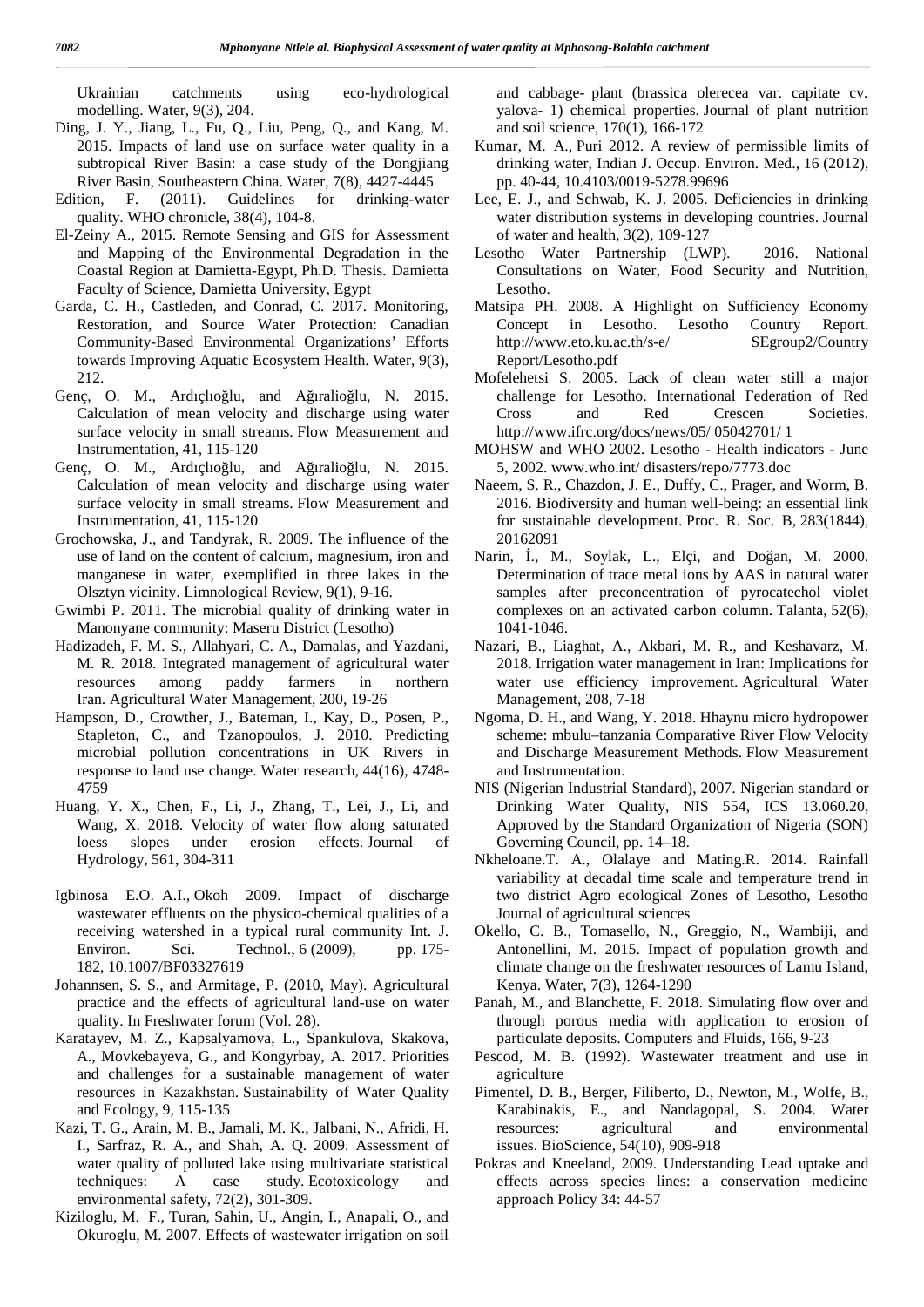Ukrainian catchments using eco-hydrological modelling. Water, 9(3), 204.

Ding, J. Y., Jiang, L., Fu, Q., Liu, Peng, Q., and Kang, M. 2015. Impacts of land use on surface water quality in a subtropical River Basin: a case study of the Dongjiang River Basin, Southeastern China. Water, 7(8), 4427-4445

Edition, F. (2011). Guidelines for drinking-water quality. WHO chronicle, 38(4), 104-8.

El-Zeiny A., 2015. Remote Sensing and GIS for Assessment and Mapping of the Environmental Degradation in the Coastal Region at Damietta-Egypt, Ph.D. Thesis. Damietta Faculty of Science, Damietta University, Egypt

Garda, C. H., Castleden, and Conrad, C. 2017. Monitoring, Restoration, and Source Water Protection: Canadian Community-Based Environmental Organizations' Efforts towards Improving Aquatic Ecosystem Health. Water, 9(3), 212.

Genç, O. M., Ardıçlıoğlu, and Ağıralioğlu, N. 2015. Calculation of mean velocity and discharge using water surface velocity in small streams. Flow Measurement and Instrumentation, 41, 115-120

Genç, O. M., Ardıçlıoğlu, and Ağıralioğlu, N. 2015. Calculation of mean velocity and discharge using water surface velocity in small streams. Flow Measurement and Instrumentation, 41, 115-120

Grochowska, J., and Tandyrak, R. 2009. The influence of the use of land on the content of calcium, magnesium, iron and manganese in water, exemplified in three lakes in the Olsztyn vicinity. Limnological Review, 9(1), 9-16.

Gwimbi P. 2011. The microbial quality of drinking water in Manonyane community: Maseru District (Lesotho)

Hadizadeh, F. M. S., Allahyari, C. A., Damalas, and Yazdani, M. R. 2018. Integrated management of agricultural water resources among paddy farmers in northern Iran. Agricultural Water Management, 200, 19-26

Hampson, D., Crowther, J., Bateman, I., Kay, D., Posen, P., Stapleton, C., and Tzanopoulos, J. 2010. Predicting microbial pollution concentrations in UK Rivers in response to land use change. Water research, 44(16), 4748-4759

Huang, Y. X., Chen, F., Li, J., Zhang, T., Lei, J., Li, and Wang, X. 2018. Velocity of water flow along saturated loess slopes under erosion effects. Journal of Hydrology, 561, 304-311

Igbinosa E.O. A.I., Okoh 2009. Impact of discharge wastewater effluents on the physico-chemical qualities of a receiving watershed in a typical rural community Int. J. Environ. Sci. Technol., 6 (2009), pp. 175-182, 10.1007/BF03327619

Johannsen, S. S., and Armitage, P. (2010, May). Agricultural practice and the effects of agricultural land-use on water quality. In Freshwater forum (Vol. 28).

Karatayev, M. Z., Kapsalyamova, L., Spankulova, Skakova, A., Movkebayeva, G., and Kongyrbay, A. 2017. Priorities and challenges for a sustainable management of water resources in Kazakhstan. Sustainability of Water Quality and Ecology, 9, 115-135

Kazi, T. G., Arain, M. B., Jamali, M. K., Jalbani, N., Afridi, H. I., Sarfraz, R. A., and Shah, A. Q. 2009. Assessment of water quality of polluted lake using multivariate statistical techniques: A case study. Ecotoxicology and environmental safety, 72(2), 301-309.

Kiziloglu, M. F., Turan, Sahin, U., Angin, I., Anapali, O., and Okuroglu, M. 2007. Effects of wastewater irrigation on soil and cabbage- plant (brassica olerecea var. capitate cv. yalova- 1) chemical properties. Journal of plant nutrition and soil science, 170(1), 166-172

Kumar, M. A., Puri 2012. A review of permissible limits of drinking water, Indian J. Occup. Environ. Med., 16 (2012), pp. 40-44, 10.4103/0019-5278.99696

Lee, E. J., and Schwab, K. J. 2005. Deficiencies in drinking water distribution systems in developing countries. Journal of water and health, 3(2), 109-127

Lesotho Water Partnership (LWP). 2016. National Consultations on Water, Food Security and Nutrition, Lesotho.

Matsipa PH. 2008. A Highlight on Sufficiency Economy Concept in Lesotho. Lesotho Country Report. http://www.eto.ku.ac.th/s-e/ SEgroup2/Country Report/Lesotho.pdf

Mofelehetsi S. 2005. Lack of clean water still a major challenge for Lesotho. International Federation of Red Cross and Red Crescen Societies. http://www.ifrc.org/docs/news/05/ 05042701/ 1

MOHSW and WHO 2002. Lesotho - Health indicators - June 5, 2002. www.who.int/ disasters/repo/7773.doc

Naeem, S. R., Chazdon, J. E., Duffy, C., Prager, and Worm, B. 2016. Biodiversity and human well-being: an essential link for sustainable development. Proc. R. Soc. B, 283(1844), 20162091

Narin, İ., M., Soylak, L., Elçi, and Doğan, M. 2000. Determination of trace metal ions by AAS in natural water samples after preconcentration of pyrocatechol violet complexes on an activated carbon column. Talanta, 52(6), 1041-1046.

Nazari, B., Liaghat, A., Akbari, M. R., and Keshavarz, M. 2018. Irrigation water management in Iran: Implications for water use efficiency improvement. Agricultural Water Management, 208, 7-18

Ngoma, D. H., and Wang, Y. 2018. Hhaynu micro hydropower scheme: mbulu–tanzania Comparative River Flow Velocity and Discharge Measurement Methods. Flow Measurement and Instrumentation.

NIS (Nigerian Industrial Standard), 2007. Nigerian standard or Drinking Water Quality, NIS 554, ICS 13.060.20, Approved by the Standard Organization of Nigeria (SON) Governing Council, pp. 14–18.

Nkheloane.T. A., Olalaye and Mating.R. 2014. Rainfall variability at decadal time scale and temperature trend in two district Agro ecological Zones of Lesotho, Lesotho Journal of agricultural sciences

Okello, C. B., Tomasello, N., Greggio, N., Wambiji, and Antonellini, M. 2015. Impact of population growth and climate change on the freshwater resources of Lamu Island, Kenya. Water, 7(3), 1264-1290

Panah, M., and Blanchette, F. 2018. Simulating flow over and through porous media with application to erosion of particulate deposits. Computers and Fluids, 166, 9-23

Pescod, M. B. (1992). Wastewater treatment and use in agriculture

Pimentel, D. B., Berger, Filiberto, D., Newton, M., Wolfe, B., Karabinakis, E., and Nandagopal, S. 2004. Water resources: agricultural and environmental issues. BioScience, 54(10), 909-918

Pokras and Kneeland, 2009. Understanding Lead uptake and effects across species lines: a conservation medicine approach Policy 34: 44-57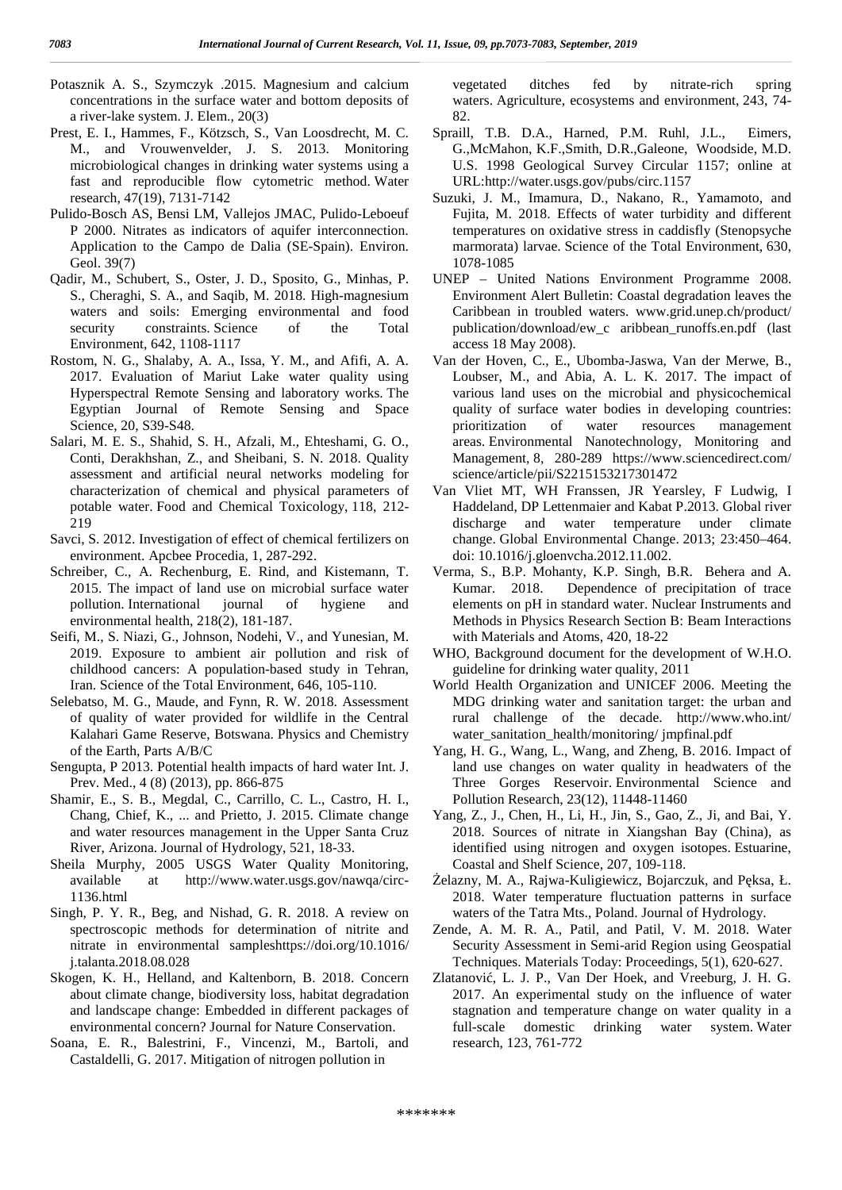Potasznik A. S., Szymczyk .2015. Magnesium and calcium concentrations in the surface water and bottom deposits of a river-lake system. J. Elem., 20(3)

Prest, E. I., Hammes, F., Kötzsch, S., Van Loosdrecht, M. C. M., and Vrouwenvelder, J. S. 2013. Monitoring microbiological changes in drinking water systems using a fast and reproducible flow cytometric method. Water research, 47(19), 7131-7142

Pulido-Bosch AS, Bensi LM, Vallejos JMAC, Pulido-Leboeuf P 2000. Nitrates as indicators of aquifer interconnection. Application to the Campo de Dalia (SE-Spain). Environ. Geol. 39(7)

Qadir, M., Schubert, S., Oster, J. D., Sposito, G., Minhas, P. S., Cheraghi, S. A., and Saqib, M. 2018. High-magnesium waters and soils: Emerging environmental and food security constraints. Science of the Total Environment, 642, 1108-1117

Rostom, N. G., Shalaby, A. A., Issa, Y. M., and Afifi, A. A. 2017. Evaluation of Mariut Lake water quality using Hyperspectral Remote Sensing and laboratory works. The Egyptian Journal of Remote Sensing and Space Science, 20, S39-S48.

Salari, M. E. S., Shahid, S. H., Afzali, M., Ehteshami, G. O., Conti, Derakhshan, Z., and Sheibani, S. N. 2018. Quality assessment and artificial neural networks modeling for characterization of chemical and physical parameters of potable water. Food and Chemical Toxicology, 118, 212-219

Savci, S. 2012. Investigation of effect of chemical fertilizers on environment. Apcbee Procedia, 1, 287-292.

Schreiber, C., A. Rechenburg, E. Rind, and Kistemann, T. 2015. The impact of land use on microbial surface water pollution. International journal of hygiene and environmental health, 218(2), 181-187.

Seifi, M., S. Niazi, G., Johnson, Nodehi, V., and Yunesian, M. 2019. Exposure to ambient air pollution and risk of childhood cancers: A population-based study in Tehran, Iran. Science of the Total Environment, 646, 105-110.

Selebatso, M. G., Maude, and Fynn, R. W. 2018. Assessment of quality of water provided for wildlife in the Central Kalahari Game Reserve, Botswana. Physics and Chemistry of the Earth, Parts A/B/C

Sengupta, P 2013. Potential health impacts of hard water Int. J. Prev. Med., 4 (8) (2013), pp. 866-875

Shamir, E., S. B., Megdal, C., Carrillo, C. L., Castro, H. I., Chang, Chief, K., ... and Prietto, J. 2015. Climate change and water resources management in the Upper Santa Cruz River, Arizona. Journal of Hydrology, 521, 18-33.

Sheila Murphy, 2005 USGS Water Quality Monitoring, available at http://www.water.usgs.gov/nawqa/circ-1136.html

Singh, P. Y. R., Beg, and Nishad, G. R. 2018. A review on spectroscopic methods for determination of nitrite and nitrate in environmental sampleshttps://doi.org/10.1016/j.talanta.2018.08.028

Skogen, K. H., Helland, and Kaltenborn, B. 2018. Concern about climate change, biodiversity loss, habitat degradation and landscape change: Embedded in different packages of environmental concern? Journal for Nature Conservation.

Soana, E. R., Balestrini, F., Vincenzi, M., Bartoli, and Castaldelli, G. 2017. Mitigation of nitrogen pollution in vegetated ditches fed by nitrate-rich spring waters. Agriculture, ecosystems and environment, 243, 74-82.

Spraill, T.B. D.A., Harned, P.M. Ruhl, J.L., Eimers, G.,McMahon, K.F.,Smith, D.R.,Galeone, Woodside, M.D. U.S. 1998 Geological Survey Circular 1157; online at URL:http://water.usgs.gov/pubs/circ.1157

Suzuki, J. M., Imamura, D., Nakano, R., Yamamoto, and Fujita, M. 2018. Effects of water turbidity and different temperatures on oxidative stress in caddisfly (Stenopsyche marmorata) larvae. Science of the Total Environment, 630, 1078-1085

UNEP – United Nations Environment Programme 2008. Environment Alert Bulletin: Coastal degradation leaves the Caribbean in troubled waters. www.grid.unep.ch/product/publication/download/ew_c aribbean_runoffs.en.pdf (last access 18 May 2008).

Van der Hoven, C., E., Ubomba-Jaswa, Van der Merwe, B., Loubser, M., and Abia, A. L. K. 2017. The impact of various land uses on the microbial and physicochemical quality of surface water bodies in developing countries: prioritization of water resources management areas. Environmental Nanotechnology, Monitoring and Management, 8, 280-289 https://www.sciencedirect.com/science/article/pii/S2215153217301472

Van Vliet MT, WH Franssen, JR Yearsley, F Ludwig, I Haddeland, DP Lettenmaier and Kabat P.2013. Global river discharge and water temperature under climate change. Global Environmental Change. 2013; 23:450–464. doi: 10.1016/j.gloenvcha.2012.11.002.

Verma, S., B.P. Mohanty, K.P. Singh, B.R. Behera and A. Kumar. 2018. Dependence of precipitation of trace elements on pH in standard water. Nuclear Instruments and Methods in Physics Research Section B: Beam Interactions with Materials and Atoms, 420, 18-22

WHO, Background document for the development of W.H.O. guideline for drinking water quality, 2011

World Health Organization and UNICEF 2006. Meeting the MDG drinking water and sanitation target: the urban and rural challenge of the decade. http://www.who.int/water_sanitation_health/monitoring/ jmpfinal.pdf

Yang, H. G., Wang, L., Wang, and Zheng, B. 2016. Impact of land use changes on water quality in headwaters of the Three Gorges Reservoir. Environmental Science and Pollution Research, 23(12), 11448-11460

Yang, Z., J., Chen, H., Li, H., Jin, S., Gao, Z., Ji, and Bai, Y. 2018. Sources of nitrate in Xiangshan Bay (China), as identified using nitrogen and oxygen isotopes. Estuarine, Coastal and Shelf Science, 207, 109-118.

Żelazny, M. A., Rajwa-Kuligiewicz, Bojarczuk, and Pęksa, Ł. 2018. Water temperature fluctuation patterns in surface waters of the Tatra Mts., Poland. Journal of Hydrology.

Zende, A. M. R. A., Patil, and Patil, V. M. 2018. Water Security Assessment in Semi-arid Region using Geospatial Techniques. Materials Today: Proceedings, 5(1), 620-627.

Zlatanović, L. J. P., Van Der Hoek, and Vreeburg, J. H. G. 2017. An experimental study on the influence of water stagnation and temperature change on water quality in a full-scale domestic drinking water system. Water research, 123, 761-772

\*\*\*\*\*\*\*